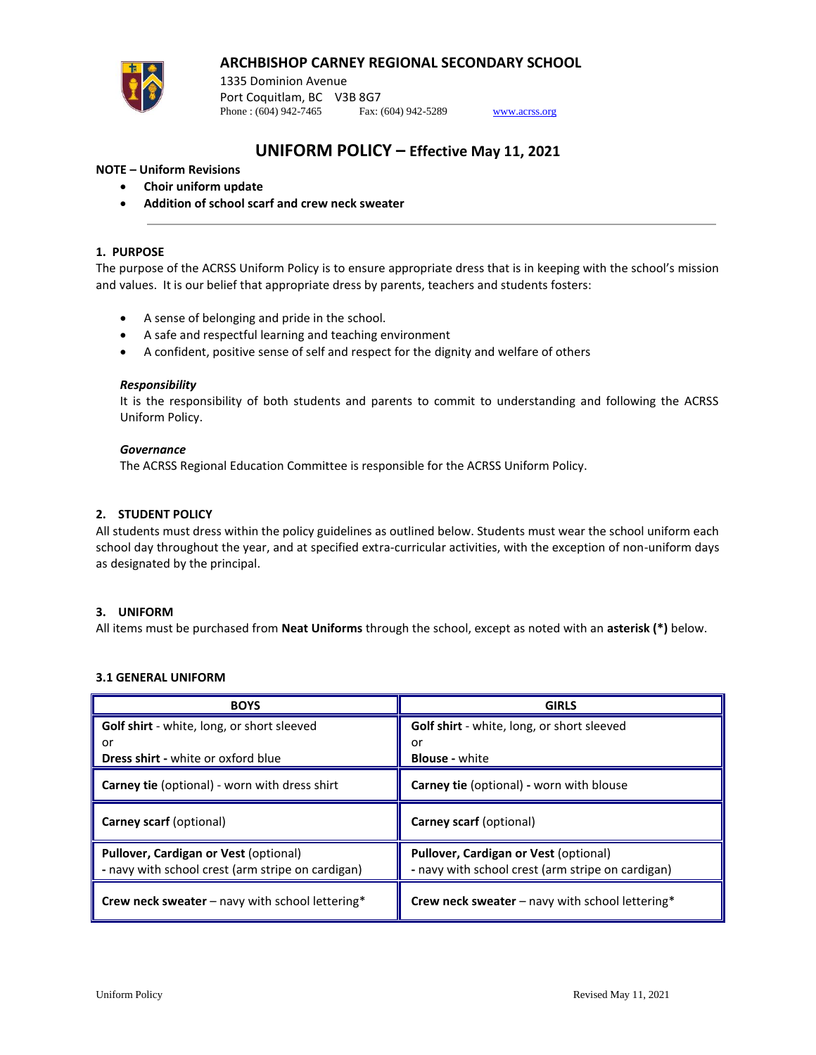# ARCHBISHOP CARNEY REGIONAL SECONDARY SCHOOL

1335 Dominion Avenue
Port Coquitlam, BC V3B 8G7
Phone : (604) 942-7465 Fax: (604) 942-5289 www.acrss.org

## UNIFORM POLICY – Effective May 11, 2021

**NOTE – Uniform Revisions**

- **Choir uniform update**
- **Addition of school scarf and crew neck sweater**

---

### 1. PURPOSE

The purpose of the ACRSS Uniform Policy is to ensure appropriate dress that is in keeping with the school's mission and values. It is our belief that appropriate dress by parents, teachers and students fosters:

- A sense of belonging and pride in the school.
- A safe and respectful learning and teaching environment
- A confident, positive sense of self and respect for the dignity and welfare of others

***Responsibility***

It is the responsibility of both students and parents to commit to understanding and following the ACRSS Uniform Policy.

***Governance***

The ACRSS Regional Education Committee is responsible for the ACRSS Uniform Policy.

### 2. STUDENT POLICY

All students must dress within the policy guidelines as outlined below. Students must wear the school uniform each school day throughout the year, and at specified extra-curricular activities, with the exception of non-uniform days as designated by the principal.

### 3. UNIFORM

All items must be purchased from **Neat Uniforms** through the school, except as noted with an **asterisk (*)** below.

#### 3.1 GENERAL UNIFORM

| BOYS | GIRLS |
|---|---|
| **Golf shirt** - white, long, or short sleeved<br>or<br>**Dress shirt -** white or oxford blue | **Golf shirt** - white, long, or short sleeved<br>or<br>**Blouse -** white |
| **Carney tie** (optional) - worn with dress shirt | **Carney tie** (optional) **-** worn with blouse |
| **Carney scarf** (optional) | **Carney scarf** (optional) |
| **Pullover, Cardigan or Vest** (optional)<br>- navy with school crest (arm stripe on cardigan) | **Pullover, Cardigan or Vest** (optional)<br>- navy with school crest (arm stripe on cardigan) |
| **Crew neck sweater** – navy with school lettering* | **Crew neck sweater** – navy with school lettering* |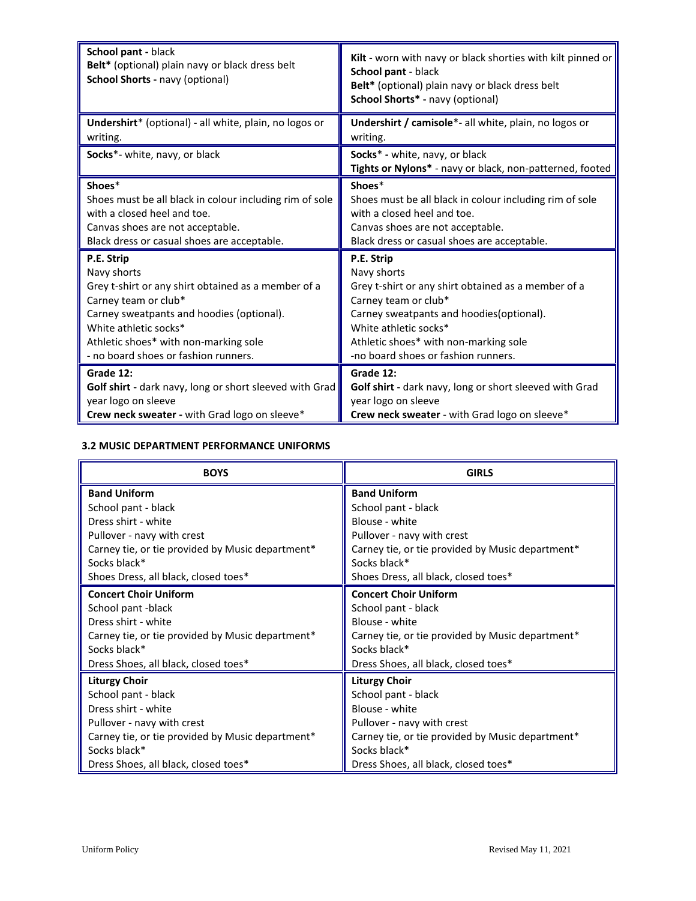| | |
|---|---|
| **School pant -** black<br>**Belt*** (optional) plain navy or black dress belt<br>**School Shorts -** navy (optional) | **Kilt** - worn with navy or black shorties with kilt pinned or<br>**School pant** - black<br>**Belt*** (optional) plain navy or black dress belt<br>**School Shorts* -** navy (optional) |
| **Undershirt*** (optional) - all white, plain, no logos or writing. | **Undershirt / camisole***- all white, plain, no logos or writing. |
| **Socks***- white, navy, or black | **Socks*** **-** white, navy, or black<br>**Tights or Nylons*** - navy or black, non-patterned, footed |
| **Shoes***<br>Shoes must be all black in colour including rim of sole with a closed heel and toe.<br>Canvas shoes are not acceptable.<br>Black dress or casual shoes are acceptable. | **Shoes***<br>Shoes must be all black in colour including rim of sole with a closed heel and toe.<br>Canvas shoes are not acceptable.<br>Black dress or casual shoes are acceptable. |
| **P.E. Strip**<br>Navy shorts<br>Grey t-shirt or any shirt obtained as a member of a Carney team or club*<br>Carney sweatpants and hoodies (optional).<br>White athletic socks*<br>Athletic shoes* with non-marking sole<br>- no board shoes or fashion runners. | **P.E. Strip**<br>Navy shorts<br>Grey t-shirt or any shirt obtained as a member of a Carney team or club*<br>Carney sweatpants and hoodies(optional).<br>White athletic socks*<br>Athletic shoes* with non-marking sole<br>-no board shoes or fashion runners. |
| **Grade 12:**<br>**Golf shirt -** dark navy, long or short sleeved with Grad year logo on sleeve<br>**Crew neck sweater -** with Grad logo on sleeve* | **Grade 12:**<br>**Golf shirt -** dark navy, long or short sleeved with Grad year logo on sleeve<br>**Crew neck sweater** - with Grad logo on sleeve* |

### 3.2 MUSIC DEPARTMENT PERFORMANCE UNIFORMS

| BOYS | GIRLS |
|---|---|
| **Band Uniform**<br>School pant - black<br>Dress shirt - white<br>Pullover - navy with crest<br>Carney tie, or tie provided by Music department*<br>Socks black*<br>Shoes Dress, all black, closed toes* | **Band Uniform**<br>School pant - black<br>Blouse - white<br>Pullover - navy with crest<br>Carney tie, or tie provided by Music department*<br>Socks black*<br>Shoes Dress, all black, closed toes* |
| **Concert Choir Uniform**<br>School pant -black<br>Dress shirt - white<br>Carney tie, or tie provided by Music department*<br>Socks black*<br>Dress Shoes, all black, closed toes* | **Concert Choir Uniform**<br>School pant - black<br>Blouse - white<br>Carney tie, or tie provided by Music department*<br>Socks black*<br>Dress Shoes, all black, closed toes* |
| **Liturgy Choir**<br>School pant - black<br>Dress shirt - white<br>Pullover - navy with crest<br>Carney tie, or tie provided by Music department*<br>Socks black*<br>Dress Shoes, all black, closed toes* | **Liturgy Choir**<br>School pant - black<br>Blouse - white<br>Pullover - navy with crest<br>Carney tie, or tie provided by Music department*<br>Socks black*<br>Dress Shoes, all black, closed toes* |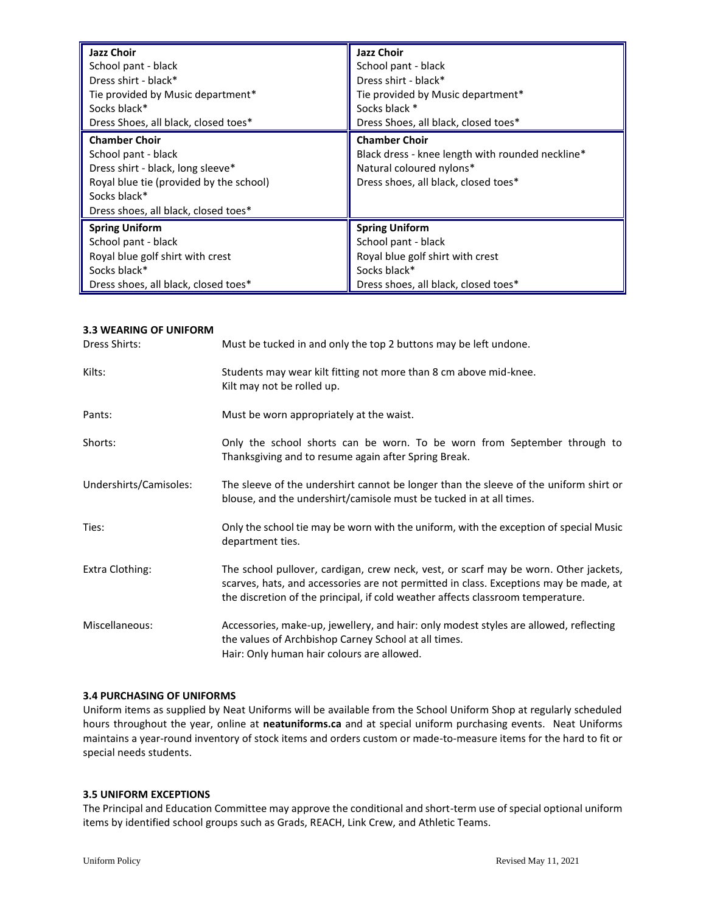| **Jazz Choir**<br>School pant - black<br>Dress shirt - black*<br>Tie provided by Music department*<br>Socks black*<br>Dress Shoes, all black, closed toes* | **Jazz Choir**<br>School pant - black<br>Dress shirt - black*<br>Tie provided by Music department*<br>Socks black *<br>Dress Shoes, all black, closed toes* |
|---|---|
| **Chamber Choir**<br>School pant - black<br>Dress shirt - black, long sleeve*<br>Royal blue tie (provided by the school)<br>Socks black*<br>Dress shoes, all black, closed toes* | **Chamber Choir**<br>Black dress - knee length with rounded neckline*<br>Natural coloured nylons*<br>Dress shoes, all black, closed toes* |
| **Spring Uniform**<br>School pant - black<br>Royal blue golf shirt with crest<br>Socks black*<br>Dress shoes, all black, closed toes* | **Spring Uniform**<br>School pant - black<br>Royal blue golf shirt with crest<br>Socks black*<br>Dress shoes, all black, closed toes* |

### 3.3 WEARING OF UNIFORM

| | |
|---|---|
| Dress Shirts: | Must be tucked in and only the top 2 buttons may be left undone. |
| Kilts: | Students may wear kilt fitting not more than 8 cm above mid-knee. Kilt may not be rolled up. |
| Pants: | Must be worn appropriately at the waist. |
| Shorts: | Only the school shorts can be worn. To be worn from September through to Thanksgiving and to resume again after Spring Break. |
| Undershirts/Camisoles: | The sleeve of the undershirt cannot be longer than the sleeve of the uniform shirt or blouse, and the undershirt/camisole must be tucked in at all times. |
| Ties: | Only the school tie may be worn with the uniform, with the exception of special Music department ties. |
| Extra Clothing: | The school pullover, cardigan, crew neck, vest, or scarf may be worn. Other jackets, scarves, hats, and accessories are not permitted in class. Exceptions may be made, at the discretion of the principal, if cold weather affects classroom temperature. |
| Miscellaneous: | Accessories, make-up, jewellery, and hair: only modest styles are allowed, reflecting the values of Archbishop Carney School at all times.<br>Hair: Only human hair colours are allowed. |

### 3.4 PURCHASING OF UNIFORMS

Uniform items as supplied by Neat Uniforms will be available from the School Uniform Shop at regularly scheduled hours throughout the year, online at **neatuniforms.ca** and at special uniform purchasing events. Neat Uniforms maintains a year-round inventory of stock items and orders custom or made-to-measure items for the hard to fit or special needs students.

### 3.5 UNIFORM EXCEPTIONS

The Principal and Education Committee may approve the conditional and short-term use of special optional uniform items by identified school groups such as Grads, REACH, Link Crew, and Athletic Teams.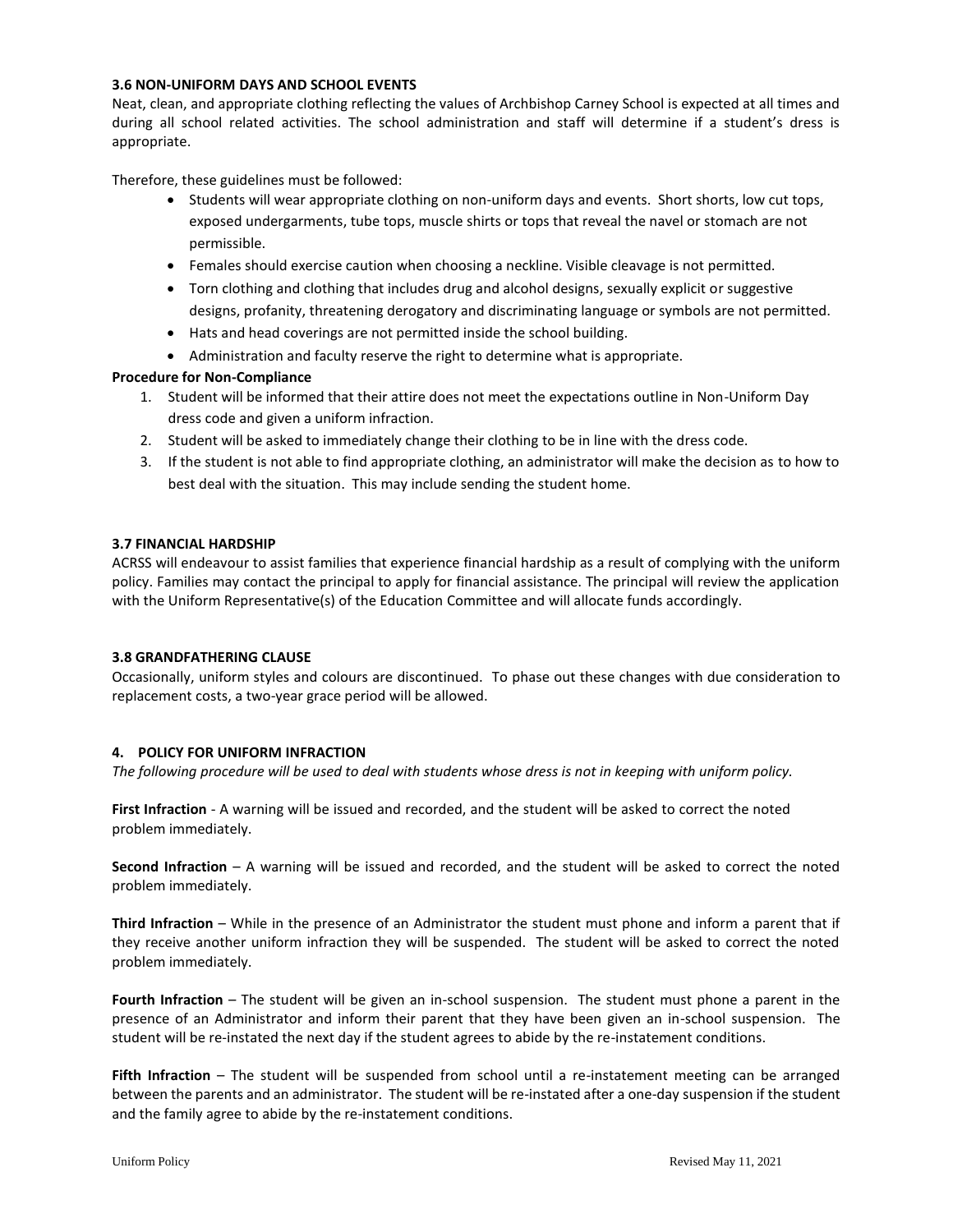### 3.6 NON-UNIFORM DAYS AND SCHOOL EVENTS

Neat, clean, and appropriate clothing reflecting the values of Archbishop Carney School is expected at all times and during all school related activities. The school administration and staff will determine if a student's dress is appropriate.

Therefore, these guidelines must be followed:

- Students will wear appropriate clothing on non-uniform days and events. Short shorts, low cut tops, exposed undergarments, tube tops, muscle shirts or tops that reveal the navel or stomach are not permissible.
- Females should exercise caution when choosing a neckline. Visible cleavage is not permitted.
- Torn clothing and clothing that includes drug and alcohol designs, sexually explicit or suggestive designs, profanity, threatening derogatory and discriminating language or symbols are not permitted.
- Hats and head coverings are not permitted inside the school building.
- Administration and faculty reserve the right to determine what is appropriate.

**Procedure for Non-Compliance**

1. Student will be informed that their attire does not meet the expectations outline in Non-Uniform Day dress code and given a uniform infraction.
2. Student will be asked to immediately change their clothing to be in line with the dress code.
3. If the student is not able to find appropriate clothing, an administrator will make the decision as to how to best deal with the situation. This may include sending the student home.

### 3.7 FINANCIAL HARDSHIP

ACRSS will endeavour to assist families that experience financial hardship as a result of complying with the uniform policy. Families may contact the principal to apply for financial assistance. The principal will review the application with the Uniform Representative(s) of the Education Committee and will allocate funds accordingly.

### 3.8 GRANDFATHERING CLAUSE

Occasionally, uniform styles and colours are discontinued. To phase out these changes with due consideration to replacement costs, a two-year grace period will be allowed.

## 4. POLICY FOR UNIFORM INFRACTION

*The following procedure will be used to deal with students whose dress is not in keeping with uniform policy.*

**First Infraction** - A warning will be issued and recorded, and the student will be asked to correct the noted problem immediately.

**Second Infraction** – A warning will be issued and recorded, and the student will be asked to correct the noted problem immediately.

**Third Infraction** – While in the presence of an Administrator the student must phone and inform a parent that if they receive another uniform infraction they will be suspended. The student will be asked to correct the noted problem immediately.

**Fourth Infraction** – The student will be given an in-school suspension. The student must phone a parent in the presence of an Administrator and inform their parent that they have been given an in-school suspension. The student will be re-instated the next day if the student agrees to abide by the re-instatement conditions.

**Fifth Infraction** – The student will be suspended from school until a re-instatement meeting can be arranged between the parents and an administrator. The student will be re-instated after a one-day suspension if the student and the family agree to abide by the re-instatement conditions.